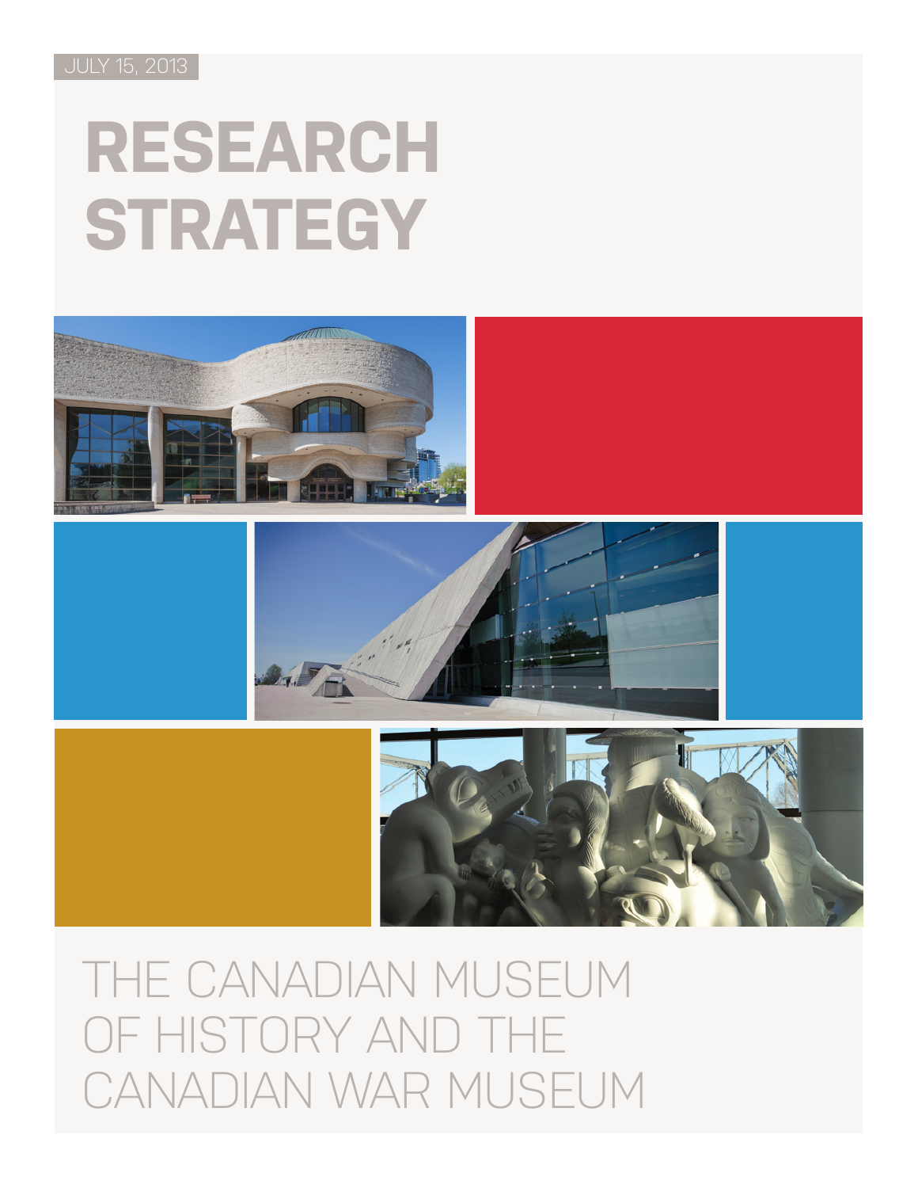JULY 15, 2013

# RESEARCH STRATEGY

THE CANADIAN MUSEUM OF HISTORY AND THE CANADIAN WAR MUSEUM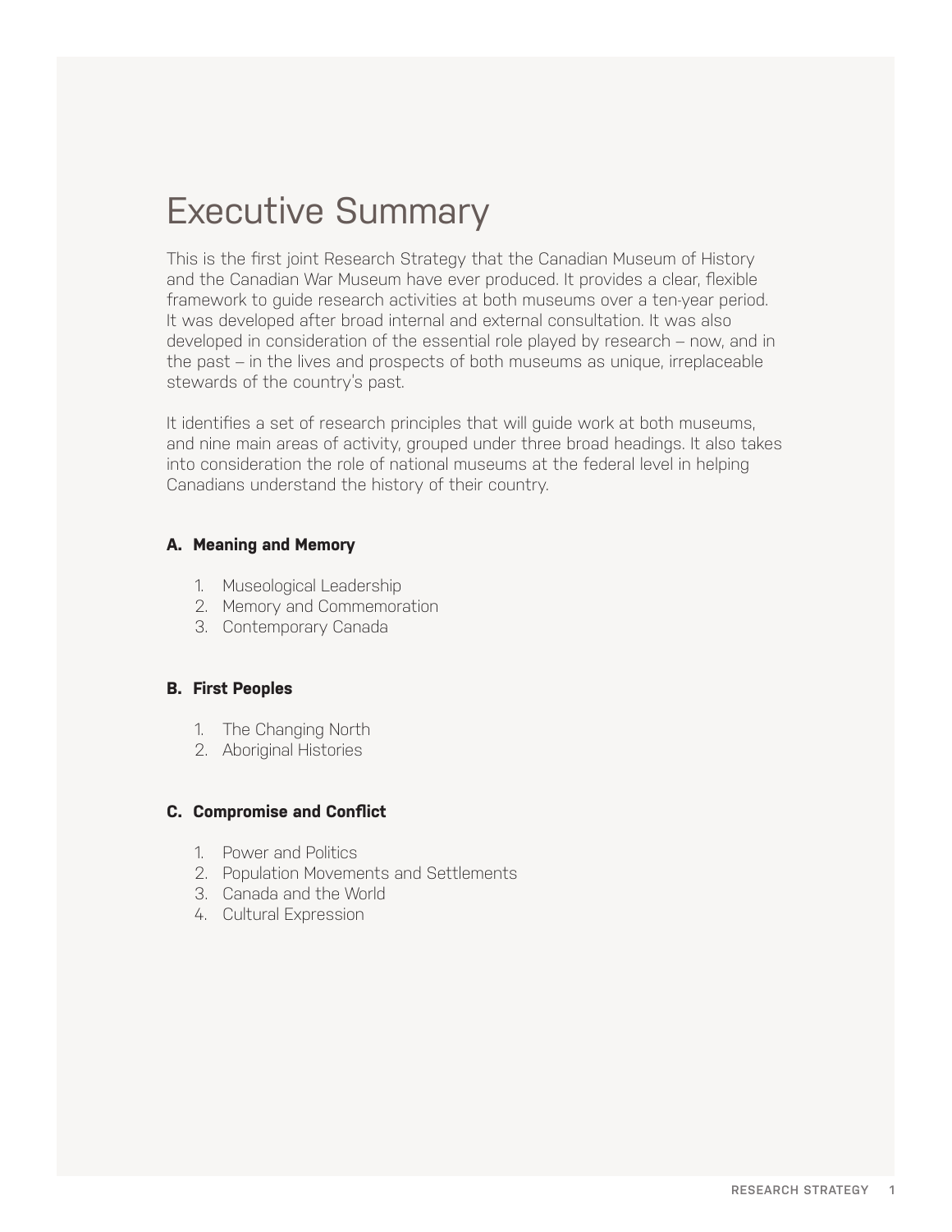# Executive Summary

This is the first joint Research Strategy that the Canadian Museum of History and the Canadian War Museum have ever produced. It provides a clear, flexible framework to guide research activities at both museums over a ten-year period. It was developed after broad internal and external consultation. It was also developed in consideration of the essential role played by research – now, and in the past – in the lives and prospects of both museums as unique, irreplaceable stewards of the country's past.

It identifies a set of research principles that will guide work at both museums, and nine main areas of activity, grouped under three broad headings. It also takes into consideration the role of national museums at the federal level in helping Canadians understand the history of their country.

**A. Meaning and Memory**

1. Museological Leadership
2. Memory and Commemoration
3. Contemporary Canada

**B. First Peoples**

1. The Changing North
2. Aboriginal Histories

**C. Compromise and Conflict**

1. Power and Politics
2. Population Movements and Settlements
3. Canada and the World
4. Cultural Expression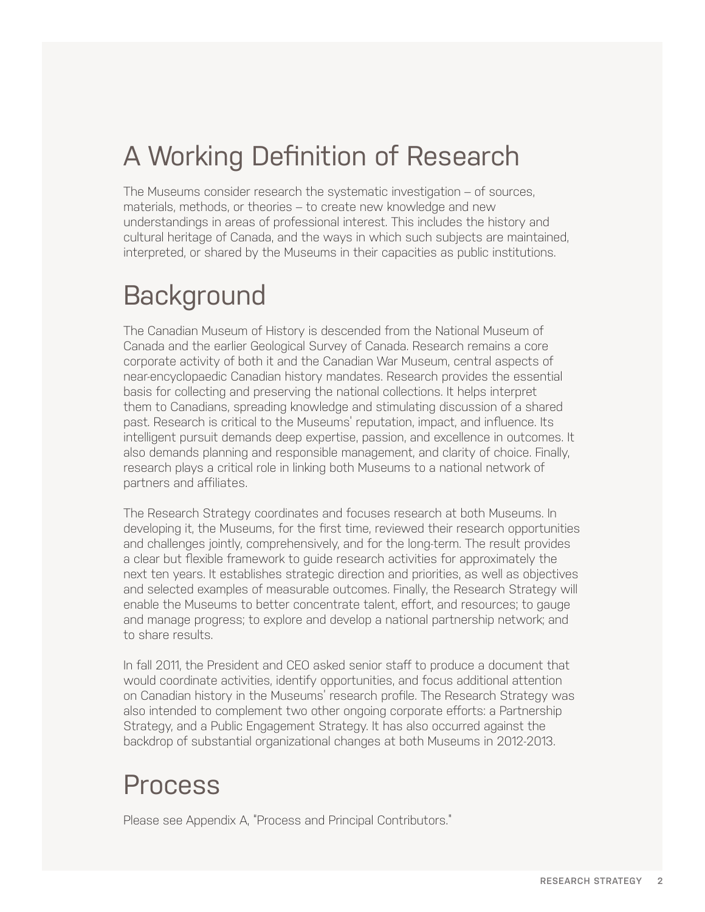## A Working Definition of Research

The Museums consider research the systematic investigation – of sources, materials, methods, or theories – to create new knowledge and new understandings in areas of professional interest. This includes the history and cultural heritage of Canada, and the ways in which such subjects are maintained, interpreted, or shared by the Museums in their capacities as public institutions.

## Background

The Canadian Museum of History is descended from the National Museum of Canada and the earlier Geological Survey of Canada. Research remains a core corporate activity of both it and the Canadian War Museum, central aspects of near-encyclopaedic Canadian history mandates. Research provides the essential basis for collecting and preserving the national collections. It helps interpret them to Canadians, spreading knowledge and stimulating discussion of a shared past. Research is critical to the Museums' reputation, impact, and influence. Its intelligent pursuit demands deep expertise, passion, and excellence in outcomes. It also demands planning and responsible management, and clarity of choice. Finally, research plays a critical role in linking both Museums to a national network of partners and affiliates.

The Research Strategy coordinates and focuses research at both Museums. In developing it, the Museums, for the first time, reviewed their research opportunities and challenges jointly, comprehensively, and for the long-term. The result provides a clear but flexible framework to guide research activities for approximately the next ten years. It establishes strategic direction and priorities, as well as objectives and selected examples of measurable outcomes. Finally, the Research Strategy will enable the Museums to better concentrate talent, effort, and resources; to gauge and manage progress; to explore and develop a national partnership network; and to share results.

In fall 2011, the President and CEO asked senior staff to produce a document that would coordinate activities, identify opportunities, and focus additional attention on Canadian history in the Museums' research profile. The Research Strategy was also intended to complement two other ongoing corporate efforts: a Partnership Strategy, and a Public Engagement Strategy. It has also occurred against the backdrop of substantial organizational changes at both Museums in 2012-2013.

## Process

Please see Appendix A, "Process and Principal Contributors."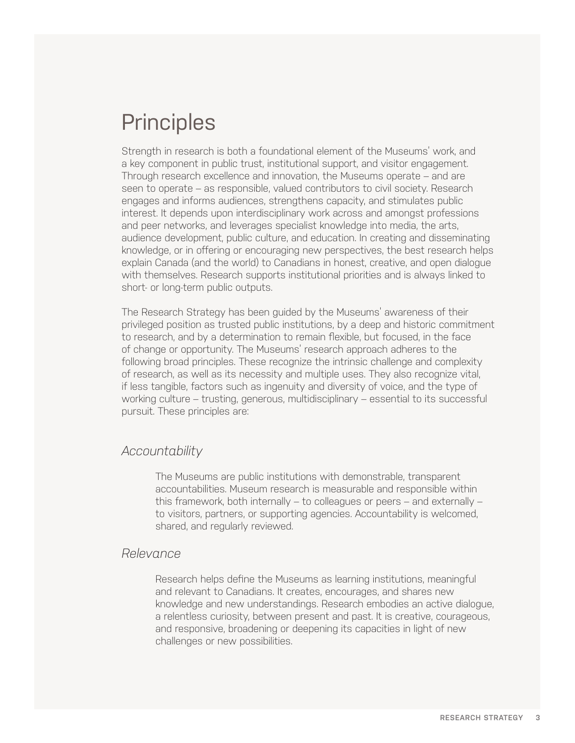# Principles

Strength in research is both a foundational element of the Museums' work, and a key component in public trust, institutional support, and visitor engagement. Through research excellence and innovation, the Museums operate – and are seen to operate – as responsible, valued contributors to civil society. Research engages and informs audiences, strengthens capacity, and stimulates public interest. It depends upon interdisciplinary work across and amongst professions and peer networks, and leverages specialist knowledge into media, the arts, audience development, public culture, and education. In creating and disseminating knowledge, or in offering or encouraging new perspectives, the best research helps explain Canada (and the world) to Canadians in honest, creative, and open dialogue with themselves. Research supports institutional priorities and is always linked to short- or long-term public outputs.

The Research Strategy has been guided by the Museums' awareness of their privileged position as trusted public institutions, by a deep and historic commitment to research, and by a determination to remain flexible, but focused, in the face of change or opportunity. The Museums' research approach adheres to the following broad principles. These recognize the intrinsic challenge and complexity of research, as well as its necessity and multiple uses. They also recognize vital, if less tangible, factors such as ingenuity and diversity of voice, and the type of working culture – trusting, generous, multidisciplinary – essential to its successful pursuit. These principles are:

### *Accountability*

The Museums are public institutions with demonstrable, transparent accountabilities. Museum research is measurable and responsible within this framework, both internally – to colleagues or peers – and externally – to visitors, partners, or supporting agencies. Accountability is welcomed, shared, and regularly reviewed.

### *Relevance*

Research helps define the Museums as learning institutions, meaningful and relevant to Canadians. It creates, encourages, and shares new knowledge and new understandings. Research embodies an active dialogue, a relentless curiosity, between present and past. It is creative, courageous, and responsive, broadening or deepening its capacities in light of new challenges or new possibilities.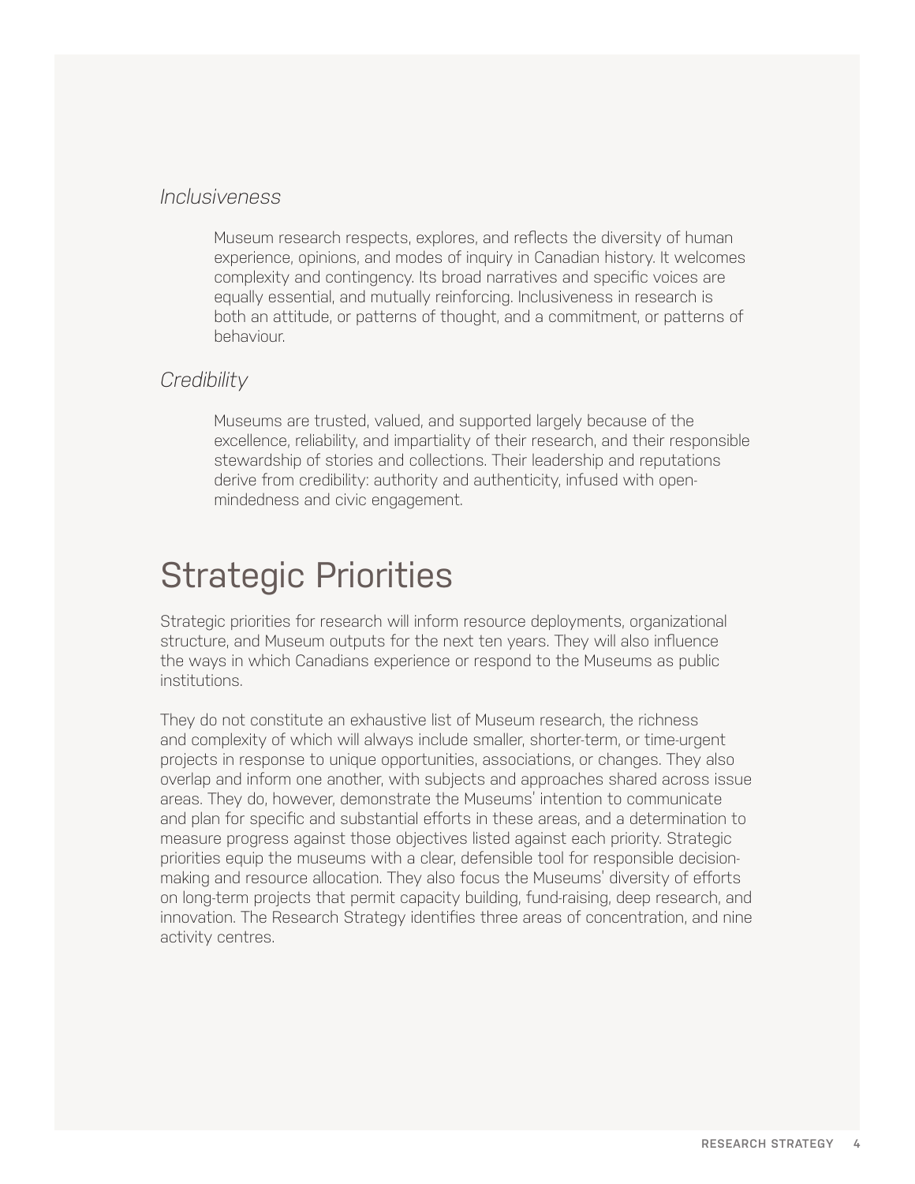### *Inclusiveness*

Museum research respects, explores, and reflects the diversity of human experience, opinions, and modes of inquiry in Canadian history. It welcomes complexity and contingency. Its broad narratives and specific voices are equally essential, and mutually reinforcing. Inclusiveness in research is both an attitude, or patterns of thought, and a commitment, or patterns of behaviour.

### *Credibility*

Museums are trusted, valued, and supported largely because of the excellence, reliability, and impartiality of their research, and their responsible stewardship of stories and collections. Their leadership and reputations derive from credibility: authority and authenticity, infused with open-mindedness and civic engagement.

# Strategic Priorities

Strategic priorities for research will inform resource deployments, organizational structure, and Museum outputs for the next ten years. They will also influence the ways in which Canadians experience or respond to the Museums as public institutions.

They do not constitute an exhaustive list of Museum research, the richness and complexity of which will always include smaller, shorter-term, or time-urgent projects in response to unique opportunities, associations, or changes. They also overlap and inform one another, with subjects and approaches shared across issue areas. They do, however, demonstrate the Museums' intention to communicate and plan for specific and substantial efforts in these areas, and a determination to measure progress against those objectives listed against each priority. Strategic priorities equip the museums with a clear, defensible tool for responsible decision-making and resource allocation. They also focus the Museums' diversity of efforts on long-term projects that permit capacity building, fund-raising, deep research, and innovation. The Research Strategy identifies three areas of concentration, and nine activity centres.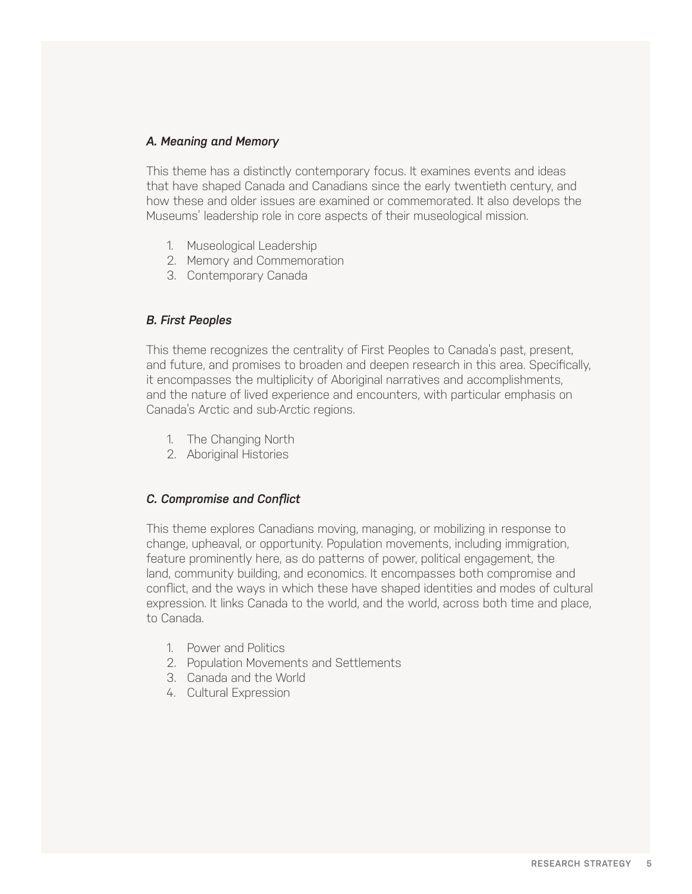### *A. Meaning and Memory*

This theme has a distinctly contemporary focus. It examines events and ideas that have shaped Canada and Canadians since the early twentieth century, and how these and older issues are examined or commemorated. It also develops the Museums' leadership role in core aspects of their museological mission.

1. Museological Leadership
2. Memory and Commemoration
3. Contemporary Canada

### *B. First Peoples*

This theme recognizes the centrality of First Peoples to Canada's past, present, and future, and promises to broaden and deepen research in this area. Specifically, it encompasses the multiplicity of Aboriginal narratives and accomplishments, and the nature of lived experience and encounters, with particular emphasis on Canada's Arctic and sub-Arctic regions.

1. The Changing North
2. Aboriginal Histories

### *C. Compromise and Conflict*

This theme explores Canadians moving, managing, or mobilizing in response to change, upheaval, or opportunity. Population movements, including immigration, feature prominently here, as do patterns of power, political engagement, the land, community building, and economics. It encompasses both compromise and conflict, and the ways in which these have shaped identities and modes of cultural expression. It links Canada to the world, and the world, across both time and place, to Canada.

1. Power and Politics
2. Population Movements and Settlements
3. Canada and the World
4. Cultural Expression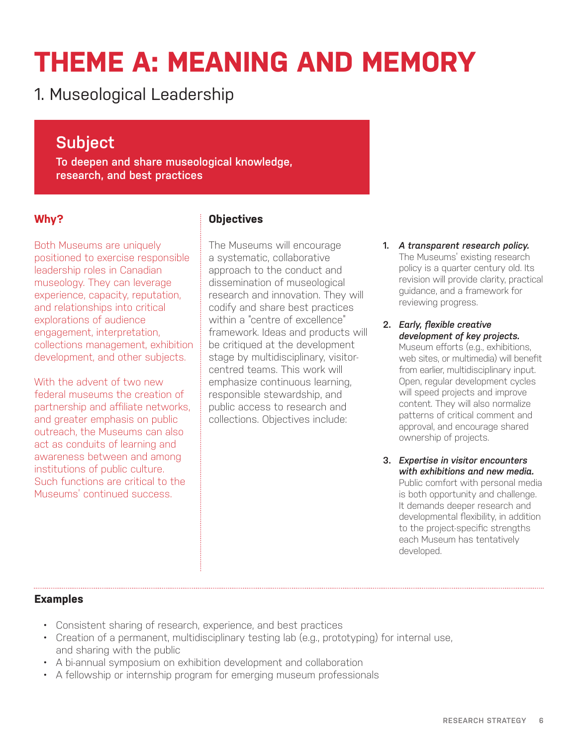# THEME A: MEANING AND MEMORY

## 1. Museological Leadership

### Subject

**To deepen and share museological knowledge, research, and best practices**

### Why?

Both Museums are uniquely positioned to exercise responsible leadership roles in Canadian museology. They can leverage experience, capacity, reputation, and relationships into critical explorations of audience engagement, interpretation, collections management, exhibition development, and other subjects.

With the advent of two new federal museums the creation of partnership and affiliate networks, and greater emphasis on public outreach, the Museums can also act as conduits of learning and awareness between and among institutions of public culture. Such functions are critical to the Museums' continued success.

### Objectives

The Museums will encourage a systematic, collaborative approach to the conduct and dissemination of museological research and innovation. They will codify and share best practices within a "centre of excellence" framework. Ideas and products will be critiqued at the development stage by multidisciplinary, visitor-centred teams. This work will emphasize continuous learning, responsible stewardship, and public access to research and collections. Objectives include:

1. ***A transparent research policy.*** The Museums' existing research policy is a quarter century old. Its revision will provide clarity, practical guidance, and a framework for reviewing progress.
2. ***Early, flexible creative development of key projects.*** Museum efforts (e.g., exhibitions, web sites, or multimedia) will benefit from earlier, multidisciplinary input. Open, regular development cycles will speed projects and improve content. They will also normalize patterns of critical comment and approval, and encourage shared ownership of projects.
3. ***Expertise in visitor encounters with exhibitions and new media.*** Public comfort with personal media is both opportunity and challenge. It demands deeper research and developmental flexibility, in addition to the project-specific strengths each Museum has tentatively developed.

### Examples

- Consistent sharing of research, experience, and best practices
- Creation of a permanent, multidisciplinary testing lab (e.g., prototyping) for internal use, and sharing with the public
- A bi-annual symposium on exhibition development and collaboration
- A fellowship or internship program for emerging museum professionals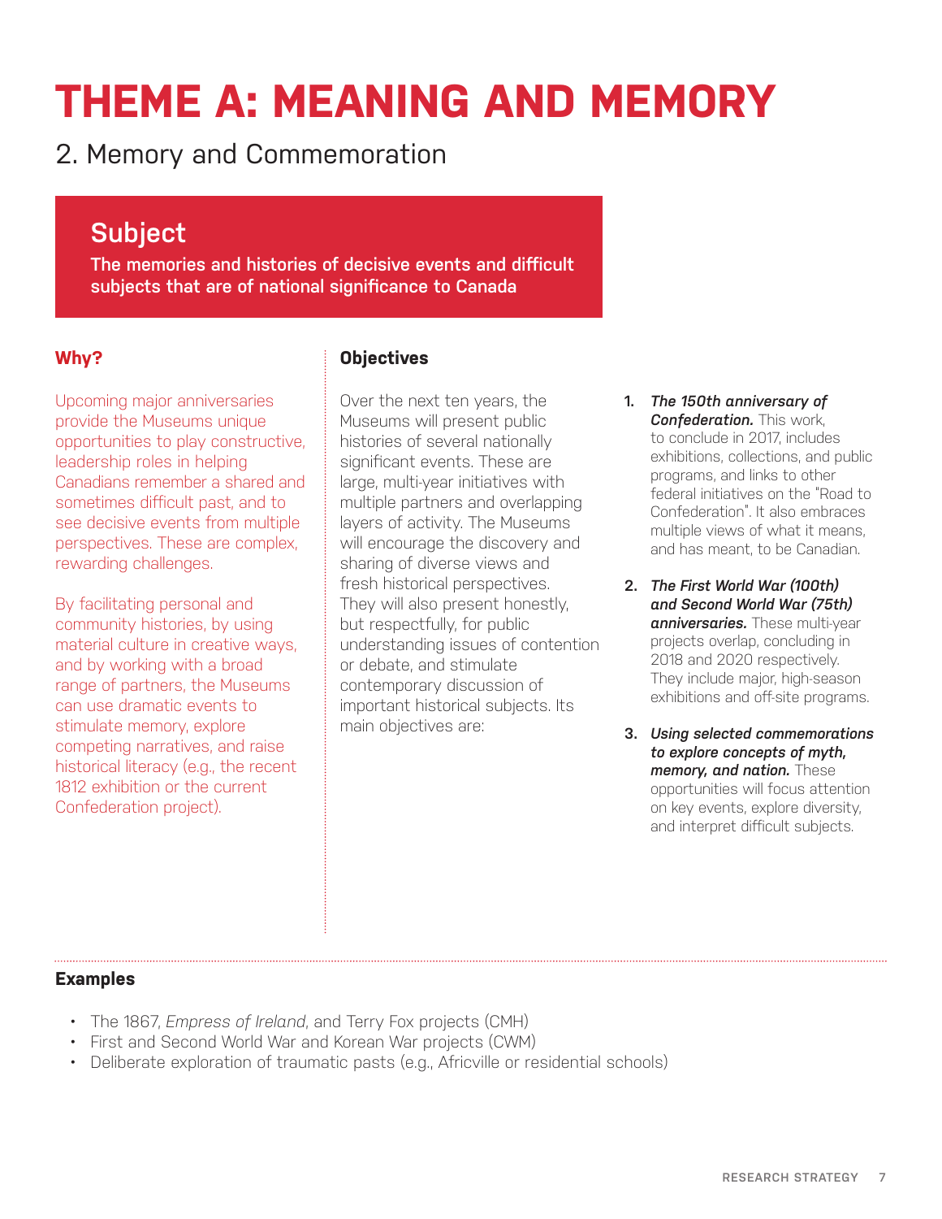# THEME A: MEANING AND MEMORY

## 2. Memory and Commemoration

### Subject

**The memories and histories of decisive events and difficult subjects that are of national significance to Canada**

#### Why?

Upcoming major anniversaries provide the Museums unique opportunities to play constructive, leadership roles in helping Canadians remember a shared and sometimes difficult past, and to see decisive events from multiple perspectives. These are complex, rewarding challenges.

By facilitating personal and community histories, by using material culture in creative ways, and by working with a broad range of partners, the Museums can use dramatic events to stimulate memory, explore competing narratives, and raise historical literacy (e.g., the recent 1812 exhibition or the current Confederation project).

#### Objectives

Over the next ten years, the Museums will present public histories of several nationally significant events. These are large, multi-year initiatives with multiple partners and overlapping layers of activity. The Museums will encourage the discovery and sharing of diverse views and fresh historical perspectives. They will also present honestly, but respectfully, for public understanding issues of contention or debate, and stimulate contemporary discussion of important historical subjects. Its main objectives are:

1. ***The 150th anniversary of Confederation.*** This work, to conclude in 2017, includes exhibitions, collections, and public programs, and links to other federal initiatives on the "Road to Confederation". It also embraces multiple views of what it means, and has meant, to be Canadian.
2. ***The First World War (100th) and Second World War (75th) anniversaries.*** These multi-year projects overlap, concluding in 2018 and 2020 respectively. They include major, high-season exhibitions and off-site programs.
3. ***Using selected commemorations to explore concepts of myth, memory, and nation.*** These opportunities will focus attention on key events, explore diversity, and interpret difficult subjects.

#### Examples

- The 1867, *Empress of Ireland*, and Terry Fox projects (CMH)
- First and Second World War and Korean War projects (CWM)
- Deliberate exploration of traumatic pasts (e.g., Africville or residential schools)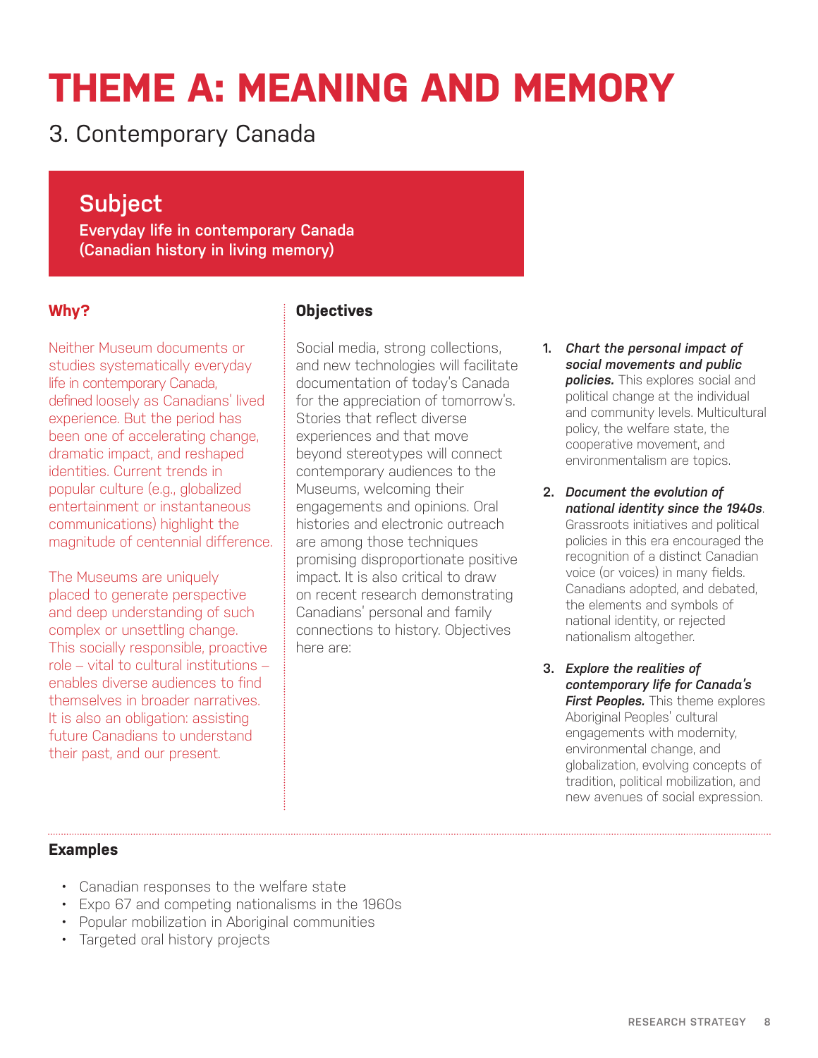# THEME A: MEANING AND MEMORY

## 3. Contemporary Canada

### Subject

**Everyday life in contemporary Canada (Canadian history in living memory)**

### Why?

Neither Museum documents or studies systematically everyday life in contemporary Canada, defined loosely as Canadians' lived experience. But the period has been one of accelerating change, dramatic impact, and reshaped identities. Current trends in popular culture (e.g., globalized entertainment or instantaneous communications) highlight the magnitude of centennial difference.

The Museums are uniquely placed to generate perspective and deep understanding of such complex or unsettling change. This socially responsible, proactive role – vital to cultural institutions – enables diverse audiences to find themselves in broader narratives. It is also an obligation: assisting future Canadians to understand their past, and our present.

### Objectives

Social media, strong collections, and new technologies will facilitate documentation of today's Canada for the appreciation of tomorrow's. Stories that reflect diverse experiences and that move beyond stereotypes will connect contemporary audiences to the Museums, welcoming their engagements and opinions. Oral histories and electronic outreach are among those techniques promising disproportionate positive impact. It is also critical to draw on recent research demonstrating Canadians' personal and family connections to history. Objectives here are:

1. ***Chart the personal impact of social movements and public policies.*** This explores social and political change at the individual and community levels. Multicultural policy, the welfare state, the cooperative movement, and environmentalism are topics.
2. ***Document the evolution of national identity since the 1940s***. Grassroots initiatives and political policies in this era encouraged the recognition of a distinct Canadian voice (or voices) in many fields. Canadians adopted, and debated, the elements and symbols of national identity, or rejected nationalism altogether.
3. ***Explore the realities of contemporary life for Canada's First Peoples.*** This theme explores Aboriginal Peoples' cultural engagements with modernity, environmental change, and globalization, evolving concepts of tradition, political mobilization, and new avenues of social expression.

### Examples

- Canadian responses to the welfare state
- Expo 67 and competing nationalisms in the 1960s
- Popular mobilization in Aboriginal communities
- Targeted oral history projects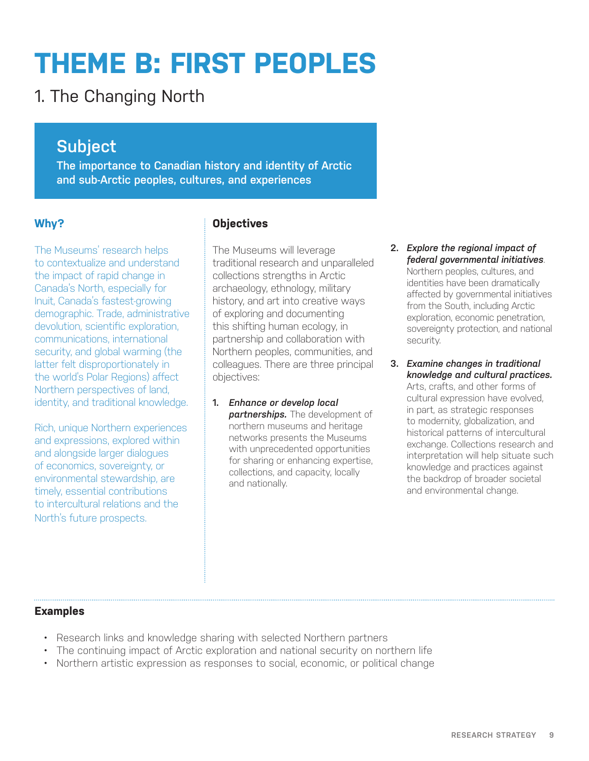# THEME B: FIRST PEOPLES

## 1. The Changing North

### Subject

**The importance to Canadian history and identity of Arctic and sub-Arctic peoples, cultures, and experiences**

### Why?

The Museums' research helps to contextualize and understand the impact of rapid change in Canada's North, especially for Inuit, Canada's fastest-growing demographic. Trade, administrative devolution, scientific exploration, communications, international security, and global warming (the latter felt disproportionately in the world's Polar Regions) affect Northern perspectives of land, identity, and traditional knowledge.

Rich, unique Northern experiences and expressions, explored within and alongside larger dialogues of economics, sovereignty, or environmental stewardship, are timely, essential contributions to intercultural relations and the North's future prospects.

### Objectives

The Museums will leverage traditional research and unparalleled collections strengths in Arctic archaeology, ethnology, military history, and art into creative ways of exploring and documenting this shifting human ecology, in partnership and collaboration with Northern peoples, communities, and colleagues. There are three principal objectives:

1. ***Enhance or develop local partnerships.*** The development of northern museums and heritage networks presents the Museums with unprecedented opportunities for sharing or enhancing expertise, collections, and capacity, locally and nationally.
2. ***Explore the regional impact of federal governmental initiatives***. Northern peoples, cultures, and identities have been dramatically affected by governmental initiatives from the South, including Arctic exploration, economic penetration, sovereignty protection, and national security.
3. ***Examine changes in traditional knowledge and cultural practices.*** Arts, crafts, and other forms of cultural expression have evolved, in part, as strategic responses to modernity, globalization, and historical patterns of intercultural exchange. Collections research and interpretation will help situate such knowledge and practices against the backdrop of broader societal and environmental change.

### Examples

- Research links and knowledge sharing with selected Northern partners
- The continuing impact of Arctic exploration and national security on northern life
- Northern artistic expression as responses to social, economic, or political change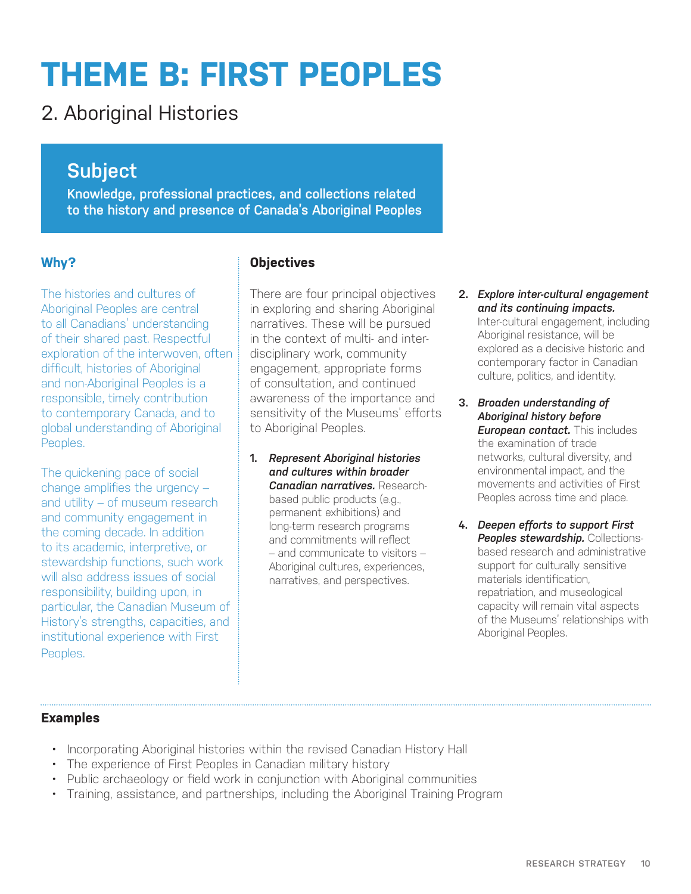# THEME B: FIRST PEOPLES

## 2. Aboriginal Histories

### Subject

**Knowledge, professional practices, and collections related to the history and presence of Canada's Aboriginal Peoples**

### Why?

The histories and cultures of Aboriginal Peoples are central to all Canadians' understanding of their shared past. Respectful exploration of the interwoven, often difficult, histories of Aboriginal and non-Aboriginal Peoples is a responsible, timely contribution to contemporary Canada, and to global understanding of Aboriginal Peoples.

The quickening pace of social change amplifies the urgency – and utility – of museum research and community engagement in the coming decade. In addition to its academic, interpretive, or stewardship functions, such work will also address issues of social responsibility, building upon, in particular, the Canadian Museum of History's strengths, capacities, and institutional experience with First Peoples.

### Objectives

There are four principal objectives in exploring and sharing Aboriginal narratives. These will be pursued in the context of multi- and inter-disciplinary work, community engagement, appropriate forms of consultation, and continued awareness of the importance and sensitivity of the Museums' efforts to Aboriginal Peoples.

1. ***Represent Aboriginal histories and cultures within broader Canadian narratives.*** Research-based public products (e.g., permanent exhibitions) and long-term research programs and commitments will reflect – and communicate to visitors – Aboriginal cultures, experiences, narratives, and perspectives.

2. ***Explore inter-cultural engagement and its continuing impacts.*** Inter-cultural engagement, including Aboriginal resistance, will be explored as a decisive historic and contemporary factor in Canadian culture, politics, and identity.

3. ***Broaden understanding of Aboriginal history before European contact.*** This includes the examination of trade networks, cultural diversity, and environmental impact, and the movements and activities of First Peoples across time and place.

4. ***Deepen efforts to support First Peoples stewardship.*** Collections-based research and administrative support for culturally sensitive materials identification, repatriation, and museological capacity will remain vital aspects of the Museums' relationships with Aboriginal Peoples.

### Examples

- Incorporating Aboriginal histories within the revised Canadian History Hall
- The experience of First Peoples in Canadian military history
- Public archaeology or field work in conjunction with Aboriginal communities
- Training, assistance, and partnerships, including the Aboriginal Training Program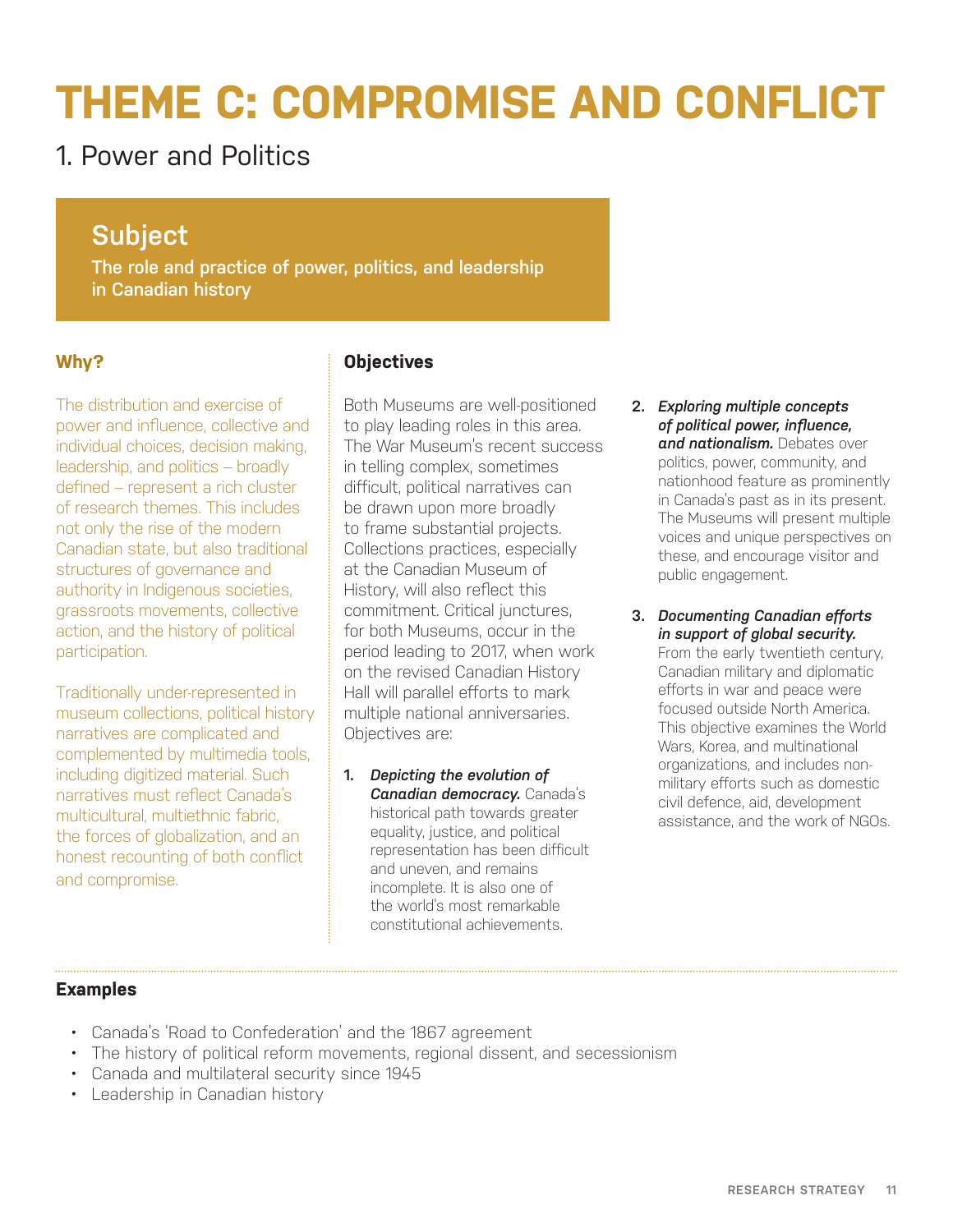# THEME C: COMPROMISE AND CONFLICT

## 1. Power and Politics

### Subject

**The role and practice of power, politics, and leadership in Canadian history**

### Why?

The distribution and exercise of power and influence, collective and individual choices, decision making, leadership, and politics – broadly defined – represent a rich cluster of research themes. This includes not only the rise of the modern Canadian state, but also traditional structures of governance and authority in Indigenous societies, grassroots movements, collective action, and the history of political participation.

Traditionally under-represented in museum collections, political history narratives are complicated and complemented by multimedia tools, including digitized material. Such narratives must reflect Canada's multicultural, multiethnic fabric, the forces of globalization, and an honest recounting of both conflict and compromise.

### Objectives

Both Museums are well-positioned to play leading roles in this area. The War Museum's recent success in telling complex, sometimes difficult, political narratives can be drawn upon more broadly to frame substantial projects. Collections practices, especially at the Canadian Museum of History, will also reflect this commitment. Critical junctures, for both Museums, occur in the period leading to 2017, when work on the revised Canadian History Hall will parallel efforts to mark multiple national anniversaries. Objectives are:

1. ***Depicting the evolution of Canadian democracy.*** Canada's historical path towards greater equality, justice, and political representation has been difficult and uneven, and remains incomplete. It is also one of the world's most remarkable constitutional achievements.
2. ***Exploring multiple concepts of political power, influence, and nationalism.*** Debates over politics, power, community, and nationhood feature as prominently in Canada's past as in its present. The Museums will present multiple voices and unique perspectives on these, and encourage visitor and public engagement.
3. ***Documenting Canadian efforts in support of global security.*** From the early twentieth century, Canadian military and diplomatic efforts in war and peace were focused outside North America. This objective examines the World Wars, Korea, and multinational organizations, and includes non-military efforts such as domestic civil defence, aid, development assistance, and the work of NGOs.

### Examples

- Canada's 'Road to Confederation' and the 1867 agreement
- The history of political reform movements, regional dissent, and secessionism
- Canada and multilateral security since 1945
- Leadership in Canadian history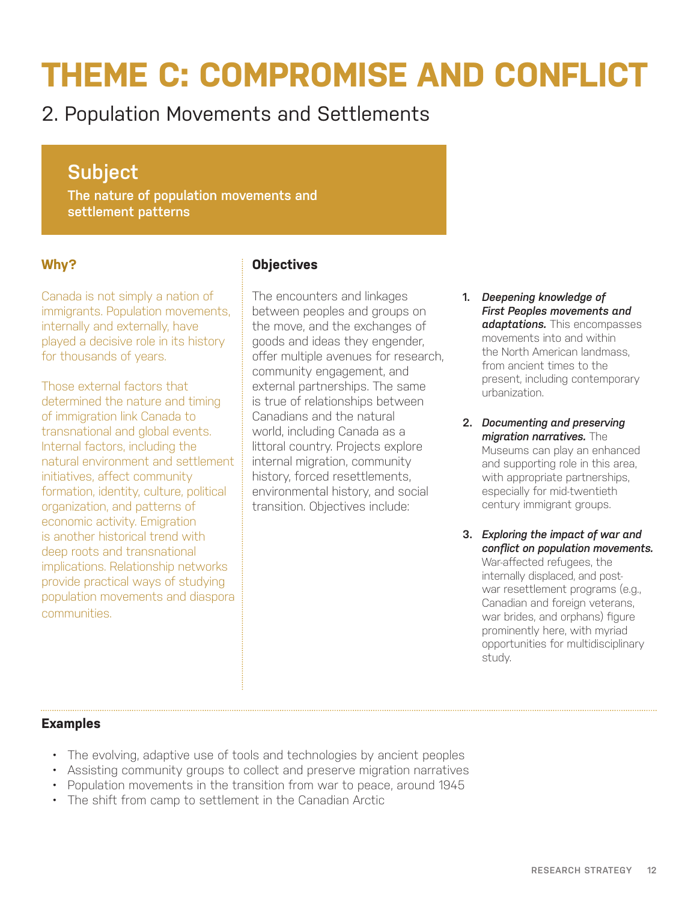# THEME C: COMPROMISE AND CONFLICT

## 2. Population Movements and Settlements

### Subject

**The nature of population movements and settlement patterns**

### Why?

Canada is not simply a nation of immigrants. Population movements, internally and externally, have played a decisive role in its history for thousands of years.

Those external factors that determined the nature and timing of immigration link Canada to transnational and global events. Internal factors, including the natural environment and settlement initiatives, affect community formation, identity, culture, political organization, and patterns of economic activity. Emigration is another historical trend with deep roots and transnational implications. Relationship networks provide practical ways of studying population movements and diaspora communities.

### Objectives

The encounters and linkages between peoples and groups on the move, and the exchanges of goods and ideas they engender, offer multiple avenues for research, community engagement, and external partnerships. The same is true of relationships between Canadians and the natural world, including Canada as a littoral country. Projects explore internal migration, community history, forced resettlements, environmental history, and social transition. Objectives include:

1. ***Deepening knowledge of First Peoples movements and adaptations.*** This encompasses movements into and within the North American landmass, from ancient times to the present, including contemporary urbanization.
2. ***Documenting and preserving migration narratives.*** The Museums can play an enhanced and supporting role in this area, with appropriate partnerships, especially for mid-twentieth century immigrant groups.
3. ***Exploring the impact of war and conflict on population movements.*** War-affected refugees, the internally displaced, and post-war resettlement programs (e.g., Canadian and foreign veterans, war brides, and orphans) figure prominently here, with myriad opportunities for multidisciplinary study.

### Examples

- The evolving, adaptive use of tools and technologies by ancient peoples
- Assisting community groups to collect and preserve migration narratives
- Population movements in the transition from war to peace, around 1945
- The shift from camp to settlement in the Canadian Arctic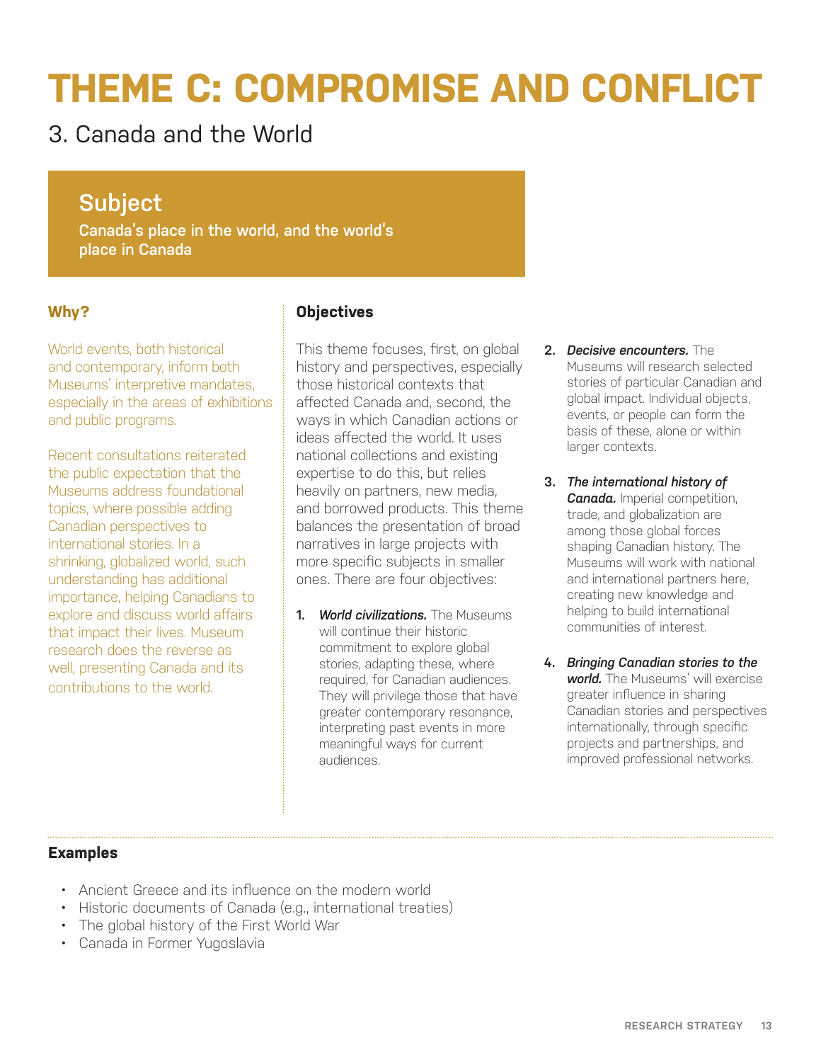# THEME C: COMPROMISE AND CONFLICT

## 3. Canada and the World

### Subject

**Canada's place in the world, and the world's place in Canada**

### Why?

World events, both historical and contemporary, inform both Museums' interpretive mandates, especially in the areas of exhibitions and public programs.

Recent consultations reiterated the public expectation that the Museums address foundational topics, where possible adding Canadian perspectives to international stories. In a shrinking, globalized world, such understanding has additional importance, helping Canadians to explore and discuss world affairs that impact their lives. Museum research does the reverse as well, presenting Canada and its contributions to the world.

### Objectives

This theme focuses, first, on global history and perspectives, especially those historical contexts that affected Canada and, second, the ways in which Canadian actions or ideas affected the world. It uses national collections and existing expertise to do this, but relies heavily on partners, new media, and borrowed products. This theme balances the presentation of broad narratives in large projects with more specific subjects in smaller ones. There are four objectives:

1. ***World civilizations.*** The Museums will continue their historic commitment to explore global stories, adapting these, where required, for Canadian audiences. They will privilege those that have greater contemporary resonance, interpreting past events in more meaningful ways for current audiences.
2. ***Decisive encounters.*** The Museums will research selected stories of particular Canadian and global impact. Individual objects, events, or people can form the basis of these, alone or within larger contexts.
3. ***The international history of Canada.*** Imperial competition, trade, and globalization are among those global forces shaping Canadian history. The Museums will work with national and international partners here, creating new knowledge and helping to build international communities of interest.
4. ***Bringing Canadian stories to the world.*** The Museums' will exercise greater influence in sharing Canadian stories and perspectives internationally, through specific projects and partnerships, and improved professional networks.

### Examples

- Ancient Greece and its influence on the modern world
- Historic documents of Canada (e.g., international treaties)
- The global history of the First World War
- Canada in Former Yugoslavia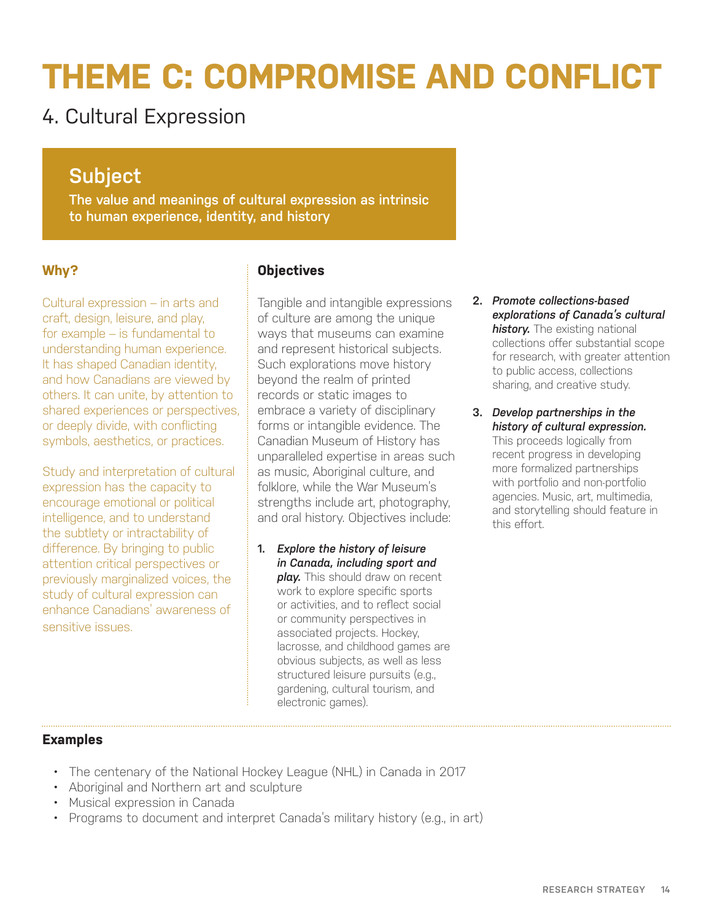# THEME C: COMPROMISE AND CONFLICT

## 4. Cultural Expression

### Subject

**The value and meanings of cultural expression as intrinsic to human experience, identity, and history**

### Why?

Cultural expression – in arts and craft, design, leisure, and play, for example – is fundamental to understanding human experience. It has shaped Canadian identity, and how Canadians are viewed by others. It can unite, by attention to shared experiences or perspectives, or deeply divide, with conflicting symbols, aesthetics, or practices.

Study and interpretation of cultural expression has the capacity to encourage emotional or political intelligence, and to understand the subtlety or intractability of difference. By bringing to public attention critical perspectives or previously marginalized voices, the study of cultural expression can enhance Canadians' awareness of sensitive issues.

### Objectives

Tangible and intangible expressions of culture are among the unique ways that museums can examine and represent historical subjects. Such explorations move history beyond the realm of printed records or static images to embrace a variety of disciplinary forms or intangible evidence. The Canadian Museum of History has unparalleled expertise in areas such as music, Aboriginal culture, and folklore, while the War Museum's strengths include art, photography, and oral history. Objectives include:

1. ***Explore the history of leisure in Canada, including sport and play.*** This should draw on recent work to explore specific sports or activities, and to reflect social or community perspectives in associated projects. Hockey, lacrosse, and childhood games are obvious subjects, as well as less structured leisure pursuits (e.g., gardening, cultural tourism, and electronic games).

2. ***Promote collections-based explorations of Canada's cultural history.*** The existing national collections offer substantial scope for research, with greater attention to public access, collections sharing, and creative study.

3. ***Develop partnerships in the history of cultural expression.*** This proceeds logically from recent progress in developing more formalized partnerships with portfolio and non-portfolio agencies. Music, art, multimedia, and storytelling should feature in this effort.

### Examples

- The centenary of the National Hockey League (NHL) in Canada in 2017
- Aboriginal and Northern art and sculpture
- Musical expression in Canada
- Programs to document and interpret Canada's military history (e.g., in art)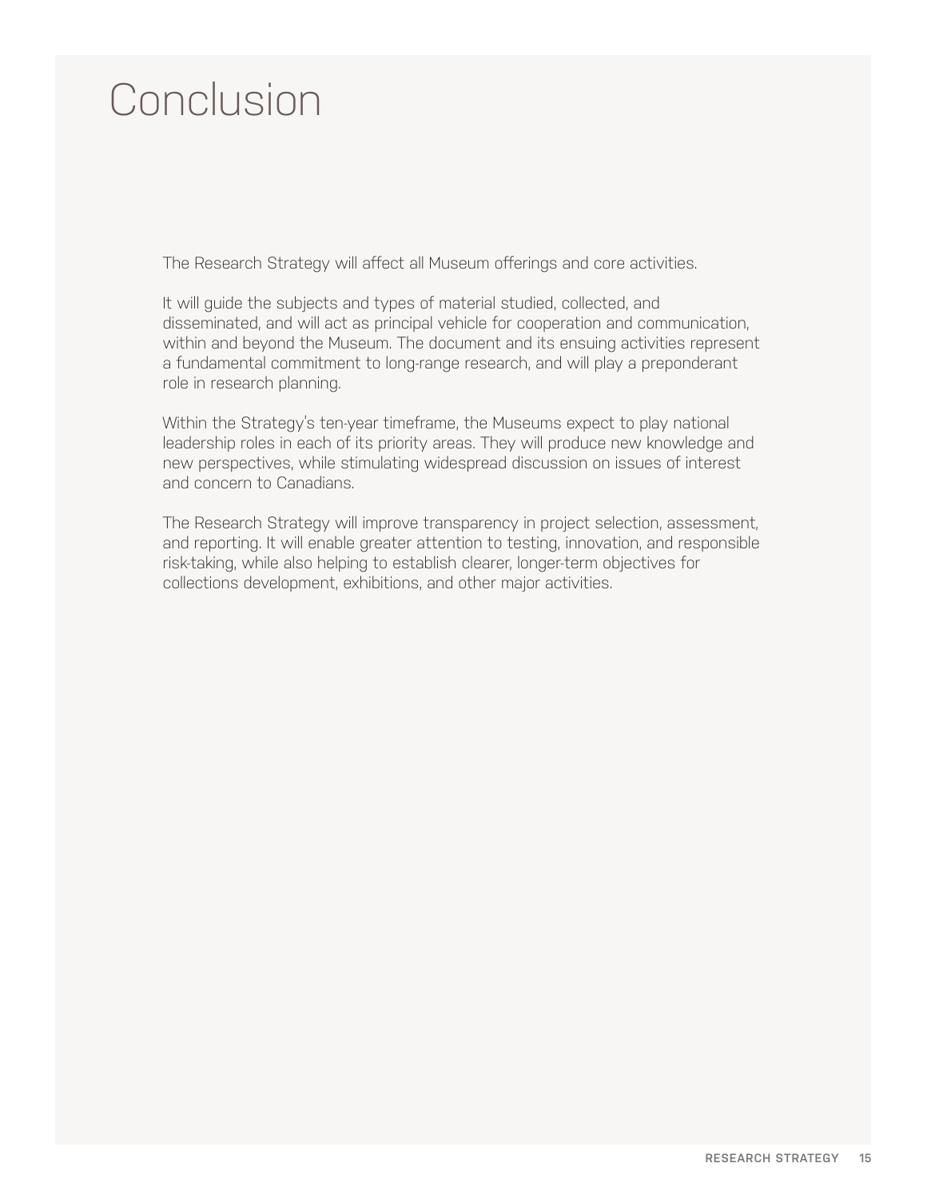# Conclusion

The Research Strategy will affect all Museum offerings and core activities.

It will guide the subjects and types of material studied, collected, and disseminated, and will act as principal vehicle for cooperation and communication, within and beyond the Museum. The document and its ensuing activities represent a fundamental commitment to long-range research, and will play a preponderant role in research planning.

Within the Strategy's ten-year timeframe, the Museums expect to play national leadership roles in each of its priority areas. They will produce new knowledge and new perspectives, while stimulating widespread discussion on issues of interest and concern to Canadians.

The Research Strategy will improve transparency in project selection, assessment, and reporting. It will enable greater attention to testing, innovation, and responsible risk-taking, while also helping to establish clearer, longer-term objectives for collections development, exhibitions, and other major activities.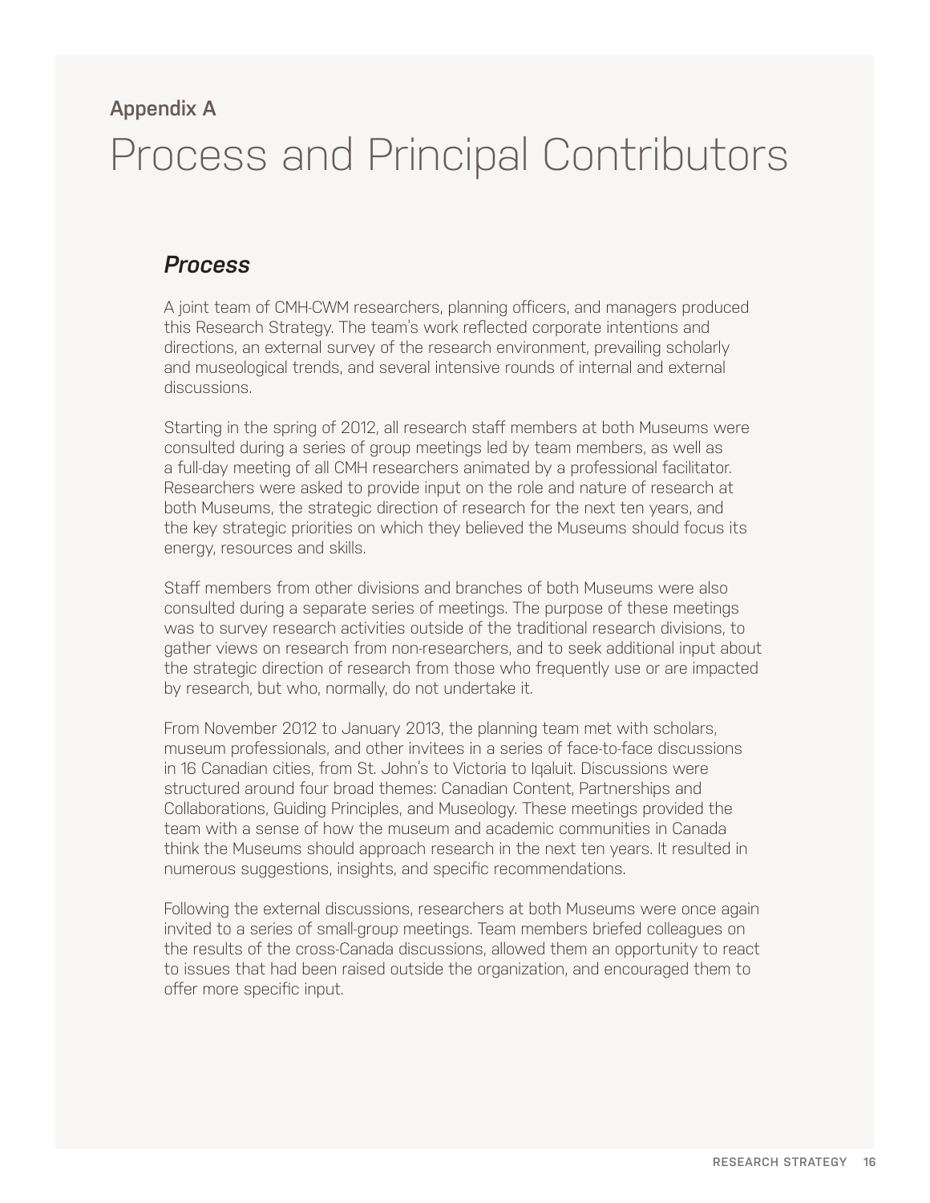## Appendix A

# Process and Principal Contributors

### *Process*

A joint team of CMH-CWM researchers, planning officers, and managers produced this Research Strategy. The team's work reflected corporate intentions and directions, an external survey of the research environment, prevailing scholarly and museological trends, and several intensive rounds of internal and external discussions.

Starting in the spring of 2012, all research staff members at both Museums were consulted during a series of group meetings led by team members, as well as a full-day meeting of all CMH researchers animated by a professional facilitator. Researchers were asked to provide input on the role and nature of research at both Museums, the strategic direction of research for the next ten years, and the key strategic priorities on which they believed the Museums should focus its energy, resources and skills.

Staff members from other divisions and branches of both Museums were also consulted during a separate series of meetings. The purpose of these meetings was to survey research activities outside of the traditional research divisions, to gather views on research from non-researchers, and to seek additional input about the strategic direction of research from those who frequently use or are impacted by research, but who, normally, do not undertake it.

From November 2012 to January 2013, the planning team met with scholars, museum professionals, and other invitees in a series of face-to-face discussions in 16 Canadian cities, from St. John's to Victoria to Iqaluit. Discussions were structured around four broad themes: Canadian Content, Partnerships and Collaborations, Guiding Principles, and Museology. These meetings provided the team with a sense of how the museum and academic communities in Canada think the Museums should approach research in the next ten years. It resulted in numerous suggestions, insights, and specific recommendations.

Following the external discussions, researchers at both Museums were once again invited to a series of small-group meetings. Team members briefed colleagues on the results of the cross-Canada discussions, allowed them an opportunity to react to issues that had been raised outside the organization, and encouraged them to offer more specific input.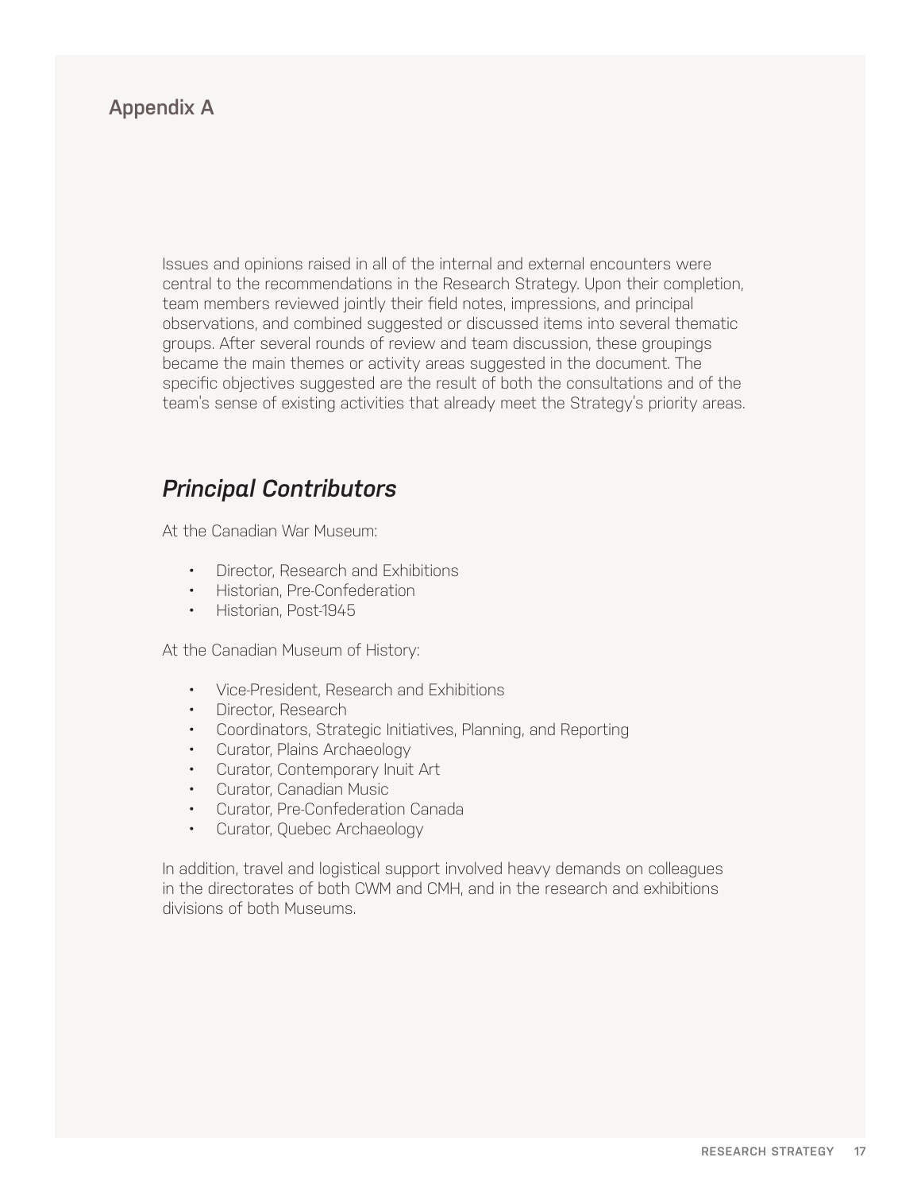## Appendix A

Issues and opinions raised in all of the internal and external encounters were central to the recommendations in the Research Strategy. Upon their completion, team members reviewed jointly their field notes, impressions, and principal observations, and combined suggested or discussed items into several thematic groups. After several rounds of review and team discussion, these groupings became the main themes or activity areas suggested in the document. The specific objectives suggested are the result of both the consultations and of the team's sense of existing activities that already meet the Strategy's priority areas.

### *Principal Contributors*

At the Canadian War Museum:

- Director, Research and Exhibitions
- Historian, Pre-Confederation
- Historian, Post-1945

At the Canadian Museum of History:

- Vice-President, Research and Exhibitions
- Director, Research
- Coordinators, Strategic Initiatives, Planning, and Reporting
- Curator, Plains Archaeology
- Curator, Contemporary Inuit Art
- Curator, Canadian Music
- Curator, Pre-Confederation Canada
- Curator, Quebec Archaeology

In addition, travel and logistical support involved heavy demands on colleagues in the directorates of both CWM and CMH, and in the research and exhibitions divisions of both Museums.